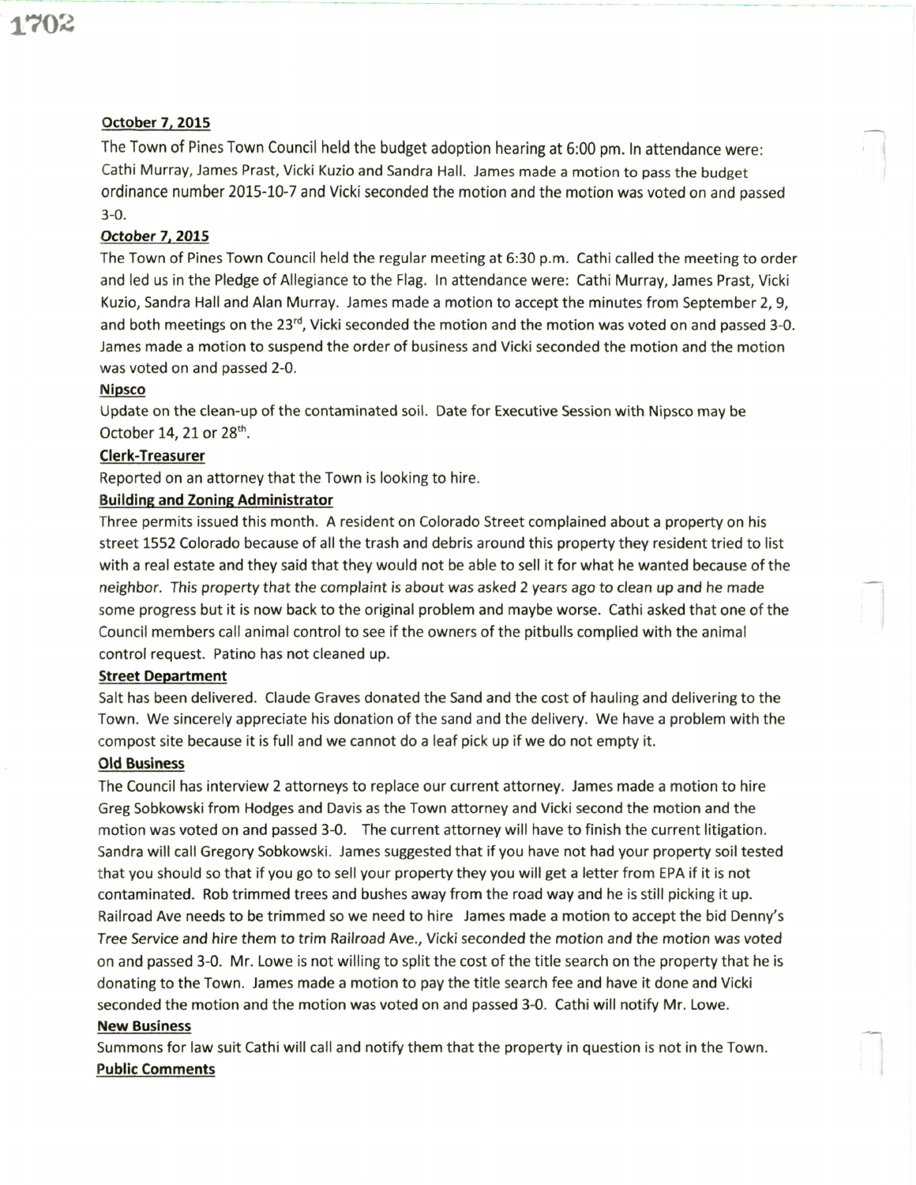## October 7, 2015

The Town of Pines Town Council held the budget adoption hearing at 6:00 pm. In attendance were: Cathi Murray, James Prast, Vicki Kuzio and Sandra Hall. James made a motion to pass the budget ordinance number 2015-10-7 and Vicki seconded the motion and the motion was voted on and passed 3-0.

## *October 7, 2015*

The Town of Pines Town Council held the regular meeting at 6:30 p.m. Cathi called the meeting to order and led us in the Pledge of Allegiance to the Flag. In attendance were: Cathi Murray, James Prast, Vicki Kuzio, Sandra Hall and Alan Murray. James made a motion to accept the minutes from September 2, 9, and both meetings on the 23rd, Vicki seconded the motion and the motion was voted on and passed 3-0. James made a motion to suspend the order of business and Vicki seconded the motion and the motion was voted on and passed 2-0.

### Nipsco

Update on the clean-up of the contaminated soil. Date for Executive Session with Nipsco may be October 14, 21 or 28th.

### Clerk-Treasurer

Reported on an attorney that the Town is looking to hire.

### Building and Zoning Administrator

Three permits issued this month. A resident on Colorado Street complained about a property on his street 1552 Colorado because of all the trash and debris around this property they resident tried to list with a real estate and they said that they would not be able to sell it for what he wanted because of the neighbor. This property that the complaint is about was asked 2 years ago to clean up and he made some progress but it is now back to the original problem and maybe worse. Cathi asked that one of the Council members call animal control to see if the owners of the pitbulls complied with the animal control request. Patino has not cleaned up.

### Street Department

Salt has been delivered. Claude Graves donated the Sand and the cost of hauling and delivering to the Town. We sincerely appreciate his donation of the sand and the delivery. We have a problem with the compost site because it is full and we cannot do a leaf pick up if we do not empty it.

### Old Business

The Council has interview 2 attorneys to replace our current attorney. James made a motion to hire Greg Sobkowski from Hodges and Davis as the Town attorney and Vicki second the motion and the motion was voted on and passed 3-0. The current attorney will have to finish the current litigation. Sandra will call Gregory Sobkowski. James suggested that if you have not had your property soil tested that you should so that if you go to sell your property they you will get a letter from EPA if it is not contaminated. Rob trimmed trees and bushes away from the road way and he is still picking it up. Railroad Ave needs to be trimmed so we need to hire James made a motion to accept the bid Denny's Tree Service and hire them to trim Railroad Ave., Vicki seconded the motion and the motion was voted on and passed 3-0. Mr. Lowe is not willing to split the cost of the title search on the property that he is donating to the Town. James made a motion to pay the title search fee and have it done and Vicki seconded the motion and the motion was voted on and passed 3-0. Cathi will notify Mr. Lowe.

### New Business

Summons for law suit Cathi will call and notify them that the property in question is not in the Town.

### Public Comments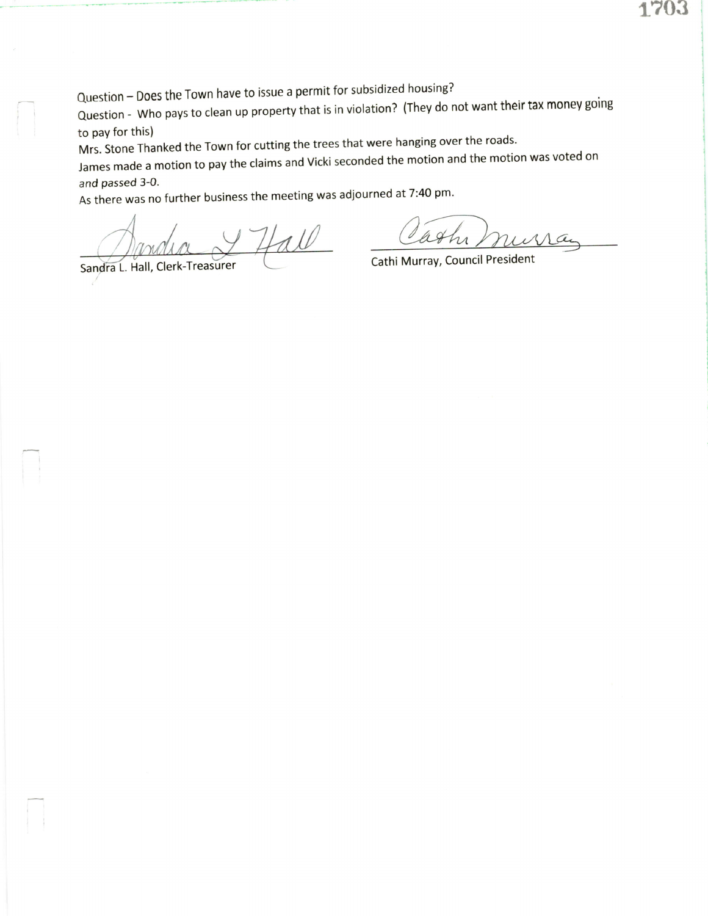Question – Does the Town have to issue a permit for subsidized housing?

Question - Who pays to clean up property that is in violation? (They do not want their tax money going to pay for this)

Mrs. Stone Thanked the Town for cutting the trees that were hanging over the roads.

James made a motion to pay the claims and Vicki seconded the motion and the motion was voted on and passed 3-0.

As there was no further business the meeting was adjourned at 7:40 pm.

Sandra L. Hall, Clerk-Treasurer

Cathi Murray, Council President